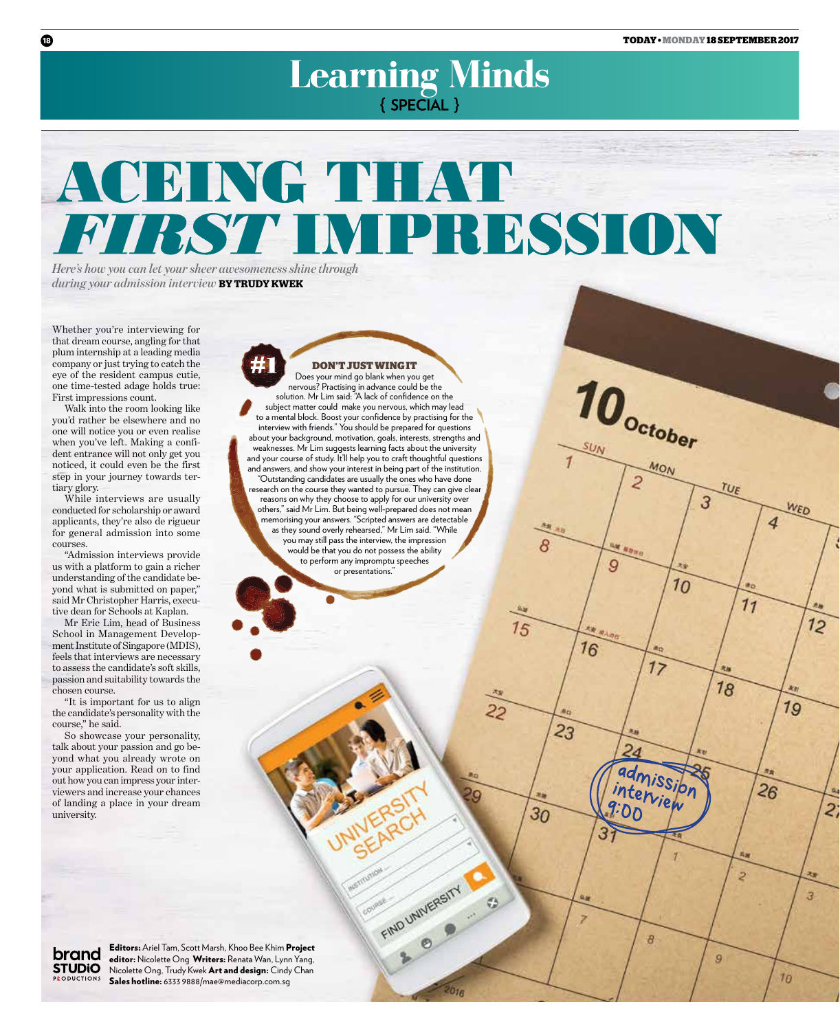# Learning Minds

{ SPECIAL }

# ACEING THAT *FIRST* IMPRESSION

*Here's how you can let your sheer awesomeness shine through during your admission interview* **BY TRUDY KWEK**

Whether you're interviewing for that dream course, angling for that plum internship at a leading media company or just trying to catch the eye of the resident campus cutie, one time-tested adage holds true: First impressions count.

Walk into the room looking like you'd rather be elsewhere and no one will notice you or even realise when you've left. Making a confident entrance will not only get you noticed, it could even be the first step in your journey towards tertiary glory.

While interviews are usually conducted for scholarship or award applicants, they're also de rigueur for general admission into some courses.

"Admission interviews provide us with a platform to gain a richer understanding of the candidate beyond what is submitted on paper," said Mr Christopher Harris, executive dean for Schools at Kaplan.

Mr Eric Lim, head of Business School in Management Development Institute of Singapore (MDIS), feels that interviews are necessary to assess the candidate's soft skills, passion and suitability towards the chosen course.

"It is important for us to align the candidate's personality with the course," he said.

So showcase your personality, talk about your passion and go beyond what you already wrote on your application. Read on to find out how you can impress your interviewers and increase your chances of landing a place in your dream university.

## #1 DON'T JUST WING IT

Does your mind go blank when you get nervous? Practising in advance could be the solution. Mr Lim said: "A lack of confidence on the subject matter could make you nervous, which may lead to a mental block. Boost your confidence by practising for the interview with friends." You should be prepared for questions about your background, motivation, goals, interests, strengths and weaknesses. Mr Lim suggests learning facts about the university and your course of study. It'll help you to craft thoughtful questions and answers, and show your interest in being part of the institution.

"Outstanding candidates are usually the ones who have done research on the course they wanted to pursue. They can give clear reasons on why they choose to apply for our university over others," said Mr Lim. But being well-prepared does not mean memorising your answers. "Scripted answers are detectable as they sound overly rehearsed," Mr Lim said. "While you may still pass the interview, the impression would be that you do not possess the ability to perform any impromptu speeches or presentations."

**Editors:** Ariel Tam, Scott Marsh, Khoo Bee Khim **Project editor:** Nicolette Ong **Writers:** Renata Wan, Lynn Yang, Nicolette Ong, Trudy Kwek **Art and design:** Cindy Chan **Sales hotline:** 6333 9888/mae@mediacorp.com.sg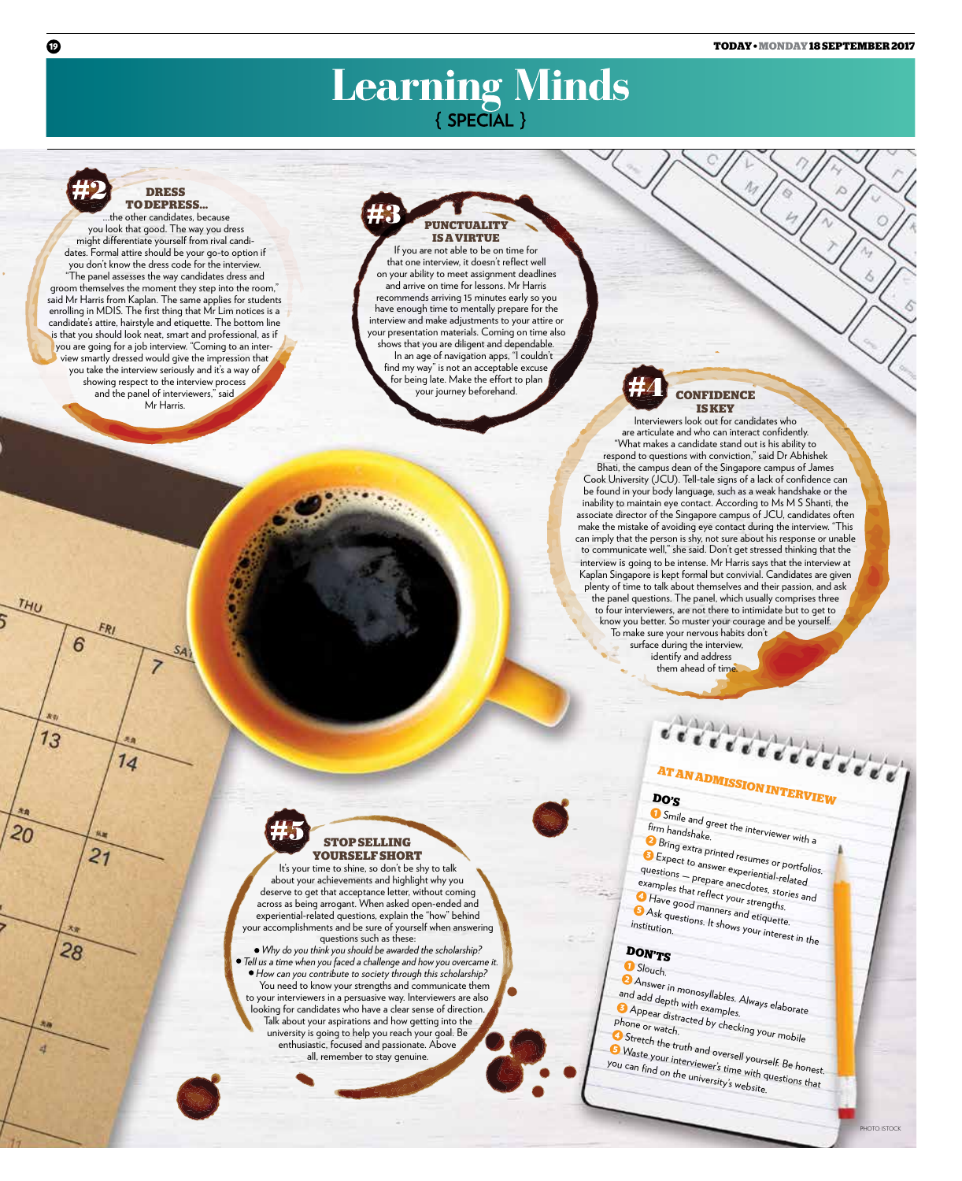# Learning Minds

{ SPECIAL }

## #2 DRESS TO DEPRESS...

...the other candidates, because you look that good. The way you dress might differentiate yourself from rival candidates. Formal attire should be your go-to option if you don't know the dress code for the interview.

"The panel assesses the way candidates dress and groom themselves the moment they step into the room," said Mr Harris from Kaplan. The same applies for students enrolling in MDIS. The first thing that Mr Lim notices is a candidate's attire, hairstyle and etiquette. The bottom line is that you should look neat, smart and professional, as if you are going for a job interview. "Coming to an interview smartly dressed would give the impression that you take the interview seriously and it's a way of showing respect to the interview process and the panel of interviewers," said Mr Harris.

## #3 PUNCTUALITY IS A VIRTUE

If you are not able to be on time for that one interview, it doesn't reflect well on your ability to meet assignment deadlines and arrive on time for lessons. Mr Harris recommends arriving 15 minutes early so you have enough time to mentally prepare for the interview and make adjustments to your attire or your presentation materials. Coming on time also shows that you are diligent and dependable.

In an age of navigation apps, "I couldn't find my way" is not an acceptable excuse for being late. Make the effort to plan your journey beforehand.

## #4 CONFIDENCE IS KEY

Interviewers look out for candidates who are articulate and who can interact confidently. "What makes a candidate stand out is his ability to respond to questions with conviction," said Dr Abhishek Bhati, the campus dean of the Singapore campus of James Cook University (JCU). Tell-tale signs of a lack of confidence can be found in your body language, such as a weak handshake or the inability to maintain eye contact. According to Ms M S Shanti, the associate director of the Singapore campus of JCU, candidates often make the mistake of avoiding eye contact during the interview. "This can imply that the person is shy, not sure about his response or unable to communicate well," she said. Don't get stressed thinking that the interview is going to be intense. Mr Harris says that the interview at Kaplan Singapore is kept formal but convivial. Candidates are given plenty of time to talk about themselves and their passion, and ask the panel questions. The panel, which usually comprises three to four interviewers, are not there to intimidate but to get to know you better. So muster your courage and be yourself.

To make sure your nervous habits don't surface during the interview, identify and address them ahead of time.

## #5 STOP SELLING YOURSELF SHORT

It's your time to shine, so don't be shy to talk about your achievements and highlight why you deserve to get that acceptance letter, without coming across as being arrogant. When asked open-ended and experiential-related questions, explain the "how" behind your accomplishments and be sure of yourself when answering questions such as these:

- *Why do you think you should be awarded the scholarship?*
- *Tell us a time when you faced a challenge and how you overcame it.*
- *How can you contribute to society through this scholarship?*

You need to know your strengths and communicate them to your interviewers in a persuasive way. Interviewers are also looking for candidates who have a clear sense of direction. Talk about your aspirations and how getting into the university is going to help you reach your goal. Be enthusiastic, focused and passionate. Above all, remember to stay genuine.

## AT AN ADMISSION INTERVIEW

### DO'S

1. Smile and greet the interviewer with a firm handshake.
2. Bring extra printed resumes or portfolios.
3. Expect to answer experiential-related questions — prepare anecdotes, stories and examples that reflect your strengths.
4. Have good manners and etiquette.
5. Ask questions. It shows your interest in the institution.

### DON'TS

1. Slouch.
2. Answer in monosyllables. Always elaborate and add depth with examples.
3. Appear distracted by checking your mobile phone or watch.
4. Stretch the truth and oversell yourself. Be honest.
5. Waste your interviewer's time with questions that you can find on the university's website.

PHOTO: ISTOCK